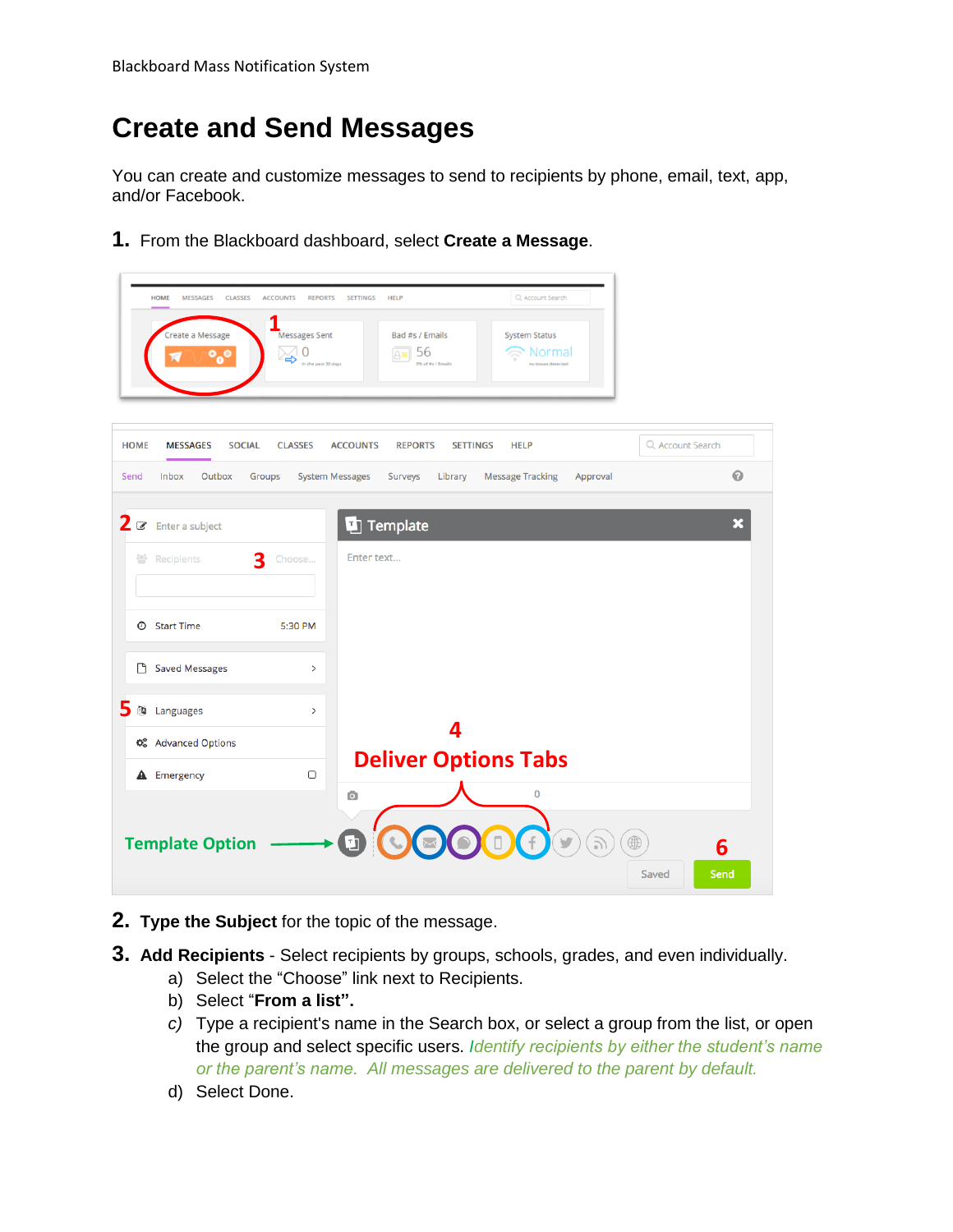# Create and Send Messages

You can create and customize messages to send to recipients by phone, email, text, app, and/or Facebook.

1. From the Blackboard dashboard, select **Create a Message**.

2. **Type the Subject** for the topic of the message.

3. **Add Recipients** - Select recipients by groups, schools, grades, and even individually.
   a) Select the “Choose” link next to Recipients.
   b) Select “**From a list**”.
   c) Type a recipient's name in the Search box, or select a group from the list, or open the group and select specific users. *Identify recipients by either the student’s name or the parent’s name. All messages are delivered to the parent by default.*
   d) Select Done.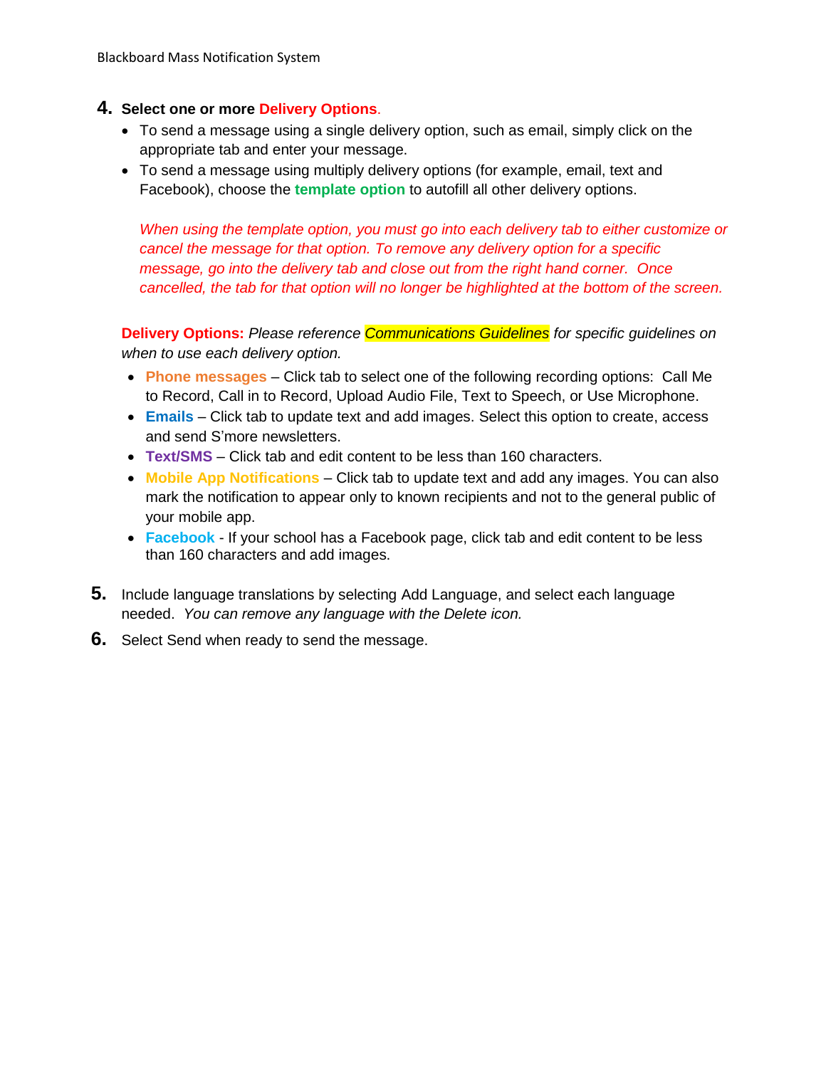4. **Select one or more Delivery Options.**
   - To send a message using a single delivery option, such as email, simply click on the appropriate tab and enter your message.
   - To send a message using multiply delivery options (for example, email, text and Facebook), choose the **template option** to autofill all other delivery options.

   *When using the template option, you must go into each delivery tab to either customize or cancel the message for that option. To remove any delivery option for a specific message, go into the delivery tab and close out from the right hand corner. Once cancelled, the tab for that option will no longer be highlighted at the bottom of the screen.*

   **Delivery Options:** *Please reference Communications Guidelines for specific guidelines on when to use each delivery option.*

   - **Phone messages** – Click tab to select one of the following recording options: Call Me to Record, Call in to Record, Upload Audio File, Text to Speech, or Use Microphone.
   - **Emails** – Click tab to update text and add images. Select this option to create, access and send S'more newsletters.
   - **Text/SMS** – Click tab and edit content to be less than 160 characters.
   - **Mobile App Notifications** – Click tab to update text and add any images. You can also mark the notification to appear only to known recipients and not to the general public of your mobile app.
   - **Facebook** - If your school has a Facebook page, click tab and edit content to be less than 160 characters and add images.

5. Include language translations by selecting Add Language, and select each language needed. *You can remove any language with the Delete icon.*
6. Select Send when ready to send the message.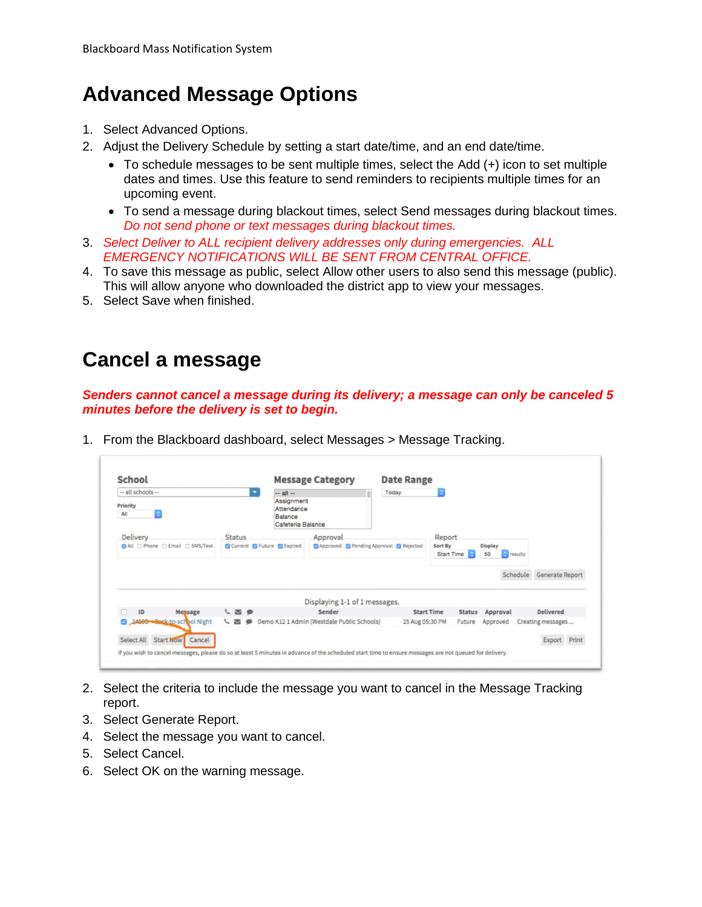# Advanced Message Options

1. Select Advanced Options.
2. Adjust the Delivery Schedule by setting a start date/time, and an end date/time.
   - To schedule messages to be sent multiple times, select the Add (+) icon to set multiple dates and times. Use this feature to send reminders to recipients multiple times for an upcoming event.
   - To send a message during blackout times, select Send messages during blackout times. *Do not send phone or text messages during blackout times.*
3. *Select Deliver to ALL recipient delivery addresses only during emergencies. ALL EMERGENCY NOTIFICATIONS WILL BE SENT FROM CENTRAL OFFICE.*
4. To save this message as public, select Allow other users to also send this message (public). This will allow anyone who downloaded the district app to view your messages.
5. Select Save when finished.

# Cancel a message

***Senders cannot cancel a message during its delivery; a message can only be canceled 5 minutes before the delivery is set to begin.***

1. From the Blackboard dashboard, select Messages > Message Tracking.
2. Select the criteria to include the message you want to cancel in the Message Tracking report.
3. Select Generate Report.
4. Select the message you want to cancel.
5. Select Cancel.
6. Select OK on the warning message.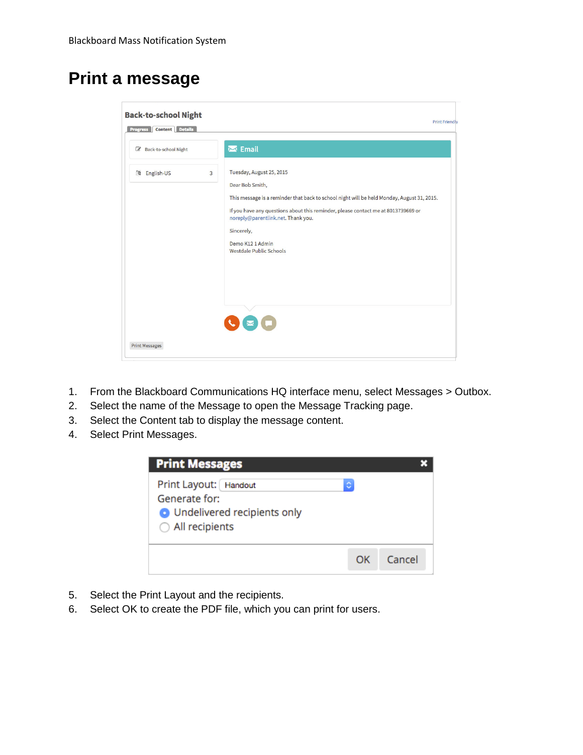# Print a message

1. From the Blackboard Communications HQ interface menu, select Messages > Outbox.
2. Select the name of the Message to open the Message Tracking page.
3. Select the Content tab to display the message content.
4. Select Print Messages.

5. Select the Print Layout and the recipients.
6. Select OK to create the PDF file, which you can print for users.